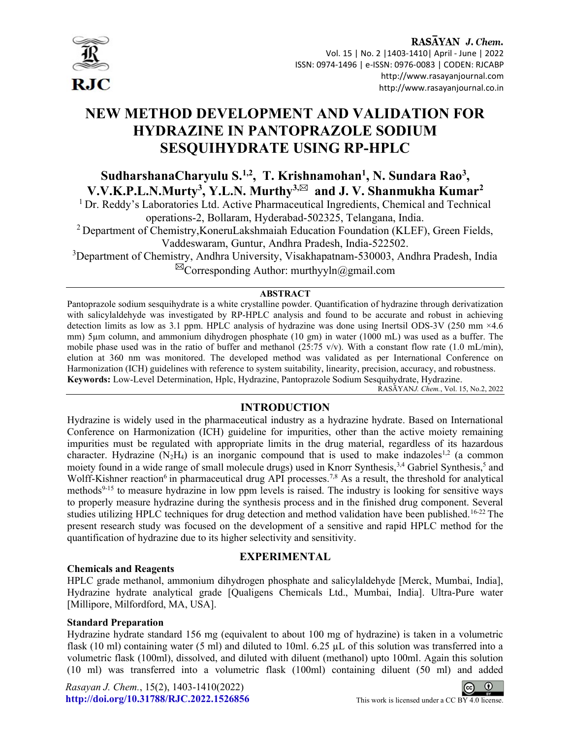# NEW METHOD DEVELOPMENT AND VALIDATION FOR HYDRAZINE IN PANTOPRAZOLE SODIUM SESQUIHYDRATE USING RP-HPLC

**SudharshanaCharyulu S.[1,2], T. Krishnamohan[1], N. Sundara Rao[3], V.V.K.P.L.N.Murty[3], Y.L.N. Murthy[3,✉] and J. V. Shanmukha Kumar[2]**

[1] Dr. Reddy's Laboratories Ltd. Active Pharmaceutical Ingredients, Chemical and Technical operations-2, Bollaram, Hyderabad-502325, Telangana, India.

[2] Department of Chemistry,KoneruLakshmaiah Education Foundation (KLEF), Green Fields, Vaddeswaram, Guntur, Andhra Pradesh, India-522502.

[3]Department of Chemistry, Andhra University, Visakhapatnam-530003, Andhra Pradesh, India

✉Corresponding Author: murthyyln@gmail.com

## ABSTRACT

Pantoprazole sodium sesquihydrate is a white crystalline powder. Quantification of hydrazine through derivatization with salicylaldehyde was investigated by RP-HPLC analysis and found to be accurate and robust in achieving detection limits as low as 3.1 ppm. HPLC analysis of hydrazine was done using Inertsil ODS-3V (250 mm ×4.6 mm) 5µm column, and ammonium dihydrogen phosphate (10 gm) in water (1000 mL) was used as a buffer. The mobile phase used was in the ratio of buffer and methanol (25:75 v/v). With a constant flow rate (1.0 mL/min), elution at 360 nm was monitored. The developed method was validated as per International Conference on Harmonization (ICH) guidelines with reference to system suitability, linearity, precision, accuracy, and robustness.

**Keywords:** Low-Level Determination, Hplc, Hydrazine, Pantoprazole Sodium Sesquihydrate, Hydrazine.

RASĀYAN*J. Chem.*, Vol. 15, No.2, 2022

## INTRODUCTION

Hydrazine is widely used in the pharmaceutical industry as a hydrazine hydrate. Based on International Conference on Harmonization (ICH) guideline for impurities, other than the active moiety remaining impurities must be regulated with appropriate limits in the drug material, regardless of its hazardous character. Hydrazine ($N_2H_4$) is an inorganic compound that is used to make indazoles[1,2] (a common moiety found in a wide range of small molecule drugs) used in Knorr Synthesis,[3,4] Gabriel Synthesis,[5] and Wolff-Kishner reaction[6] in pharmaceutical drug API processes.[7,8] As a result, the threshold for analytical methods[9-15] to measure hydrazine in low ppm levels is raised. The industry is looking for sensitive ways to properly measure hydrazine during the synthesis process and in the finished drug component. Several studies utilizing HPLC techniques for drug detection and method validation have been published.[16-22] The present research study was focused on the development of a sensitive and rapid HPLC method for the quantification of hydrazine due to its higher selectivity and sensitivity.

## EXPERIMENTAL

### Chemicals and Reagents

HPLC grade methanol, ammonium dihydrogen phosphate and salicylaldehyde [Merck, Mumbai, India], Hydrazine hydrate analytical grade [Qualigens Chemicals Ltd., Mumbai, India]. Ultra-Pure water [Millipore, Milfordford, MA, USA].

### Standard Preparation

Hydrazine hydrate standard 156 mg (equivalent to about 100 mg of hydrazine) is taken in a volumetric flask (10 ml) containing water (5 ml) and diluted to 10ml. 6.25 µL of this solution was transferred into a volumetric flask (100ml), dissolved, and diluted with diluent (methanol) upto 100ml. Again this solution (10 ml) was transferred into a volumetric flask (100ml) containing diluent (50 ml) and added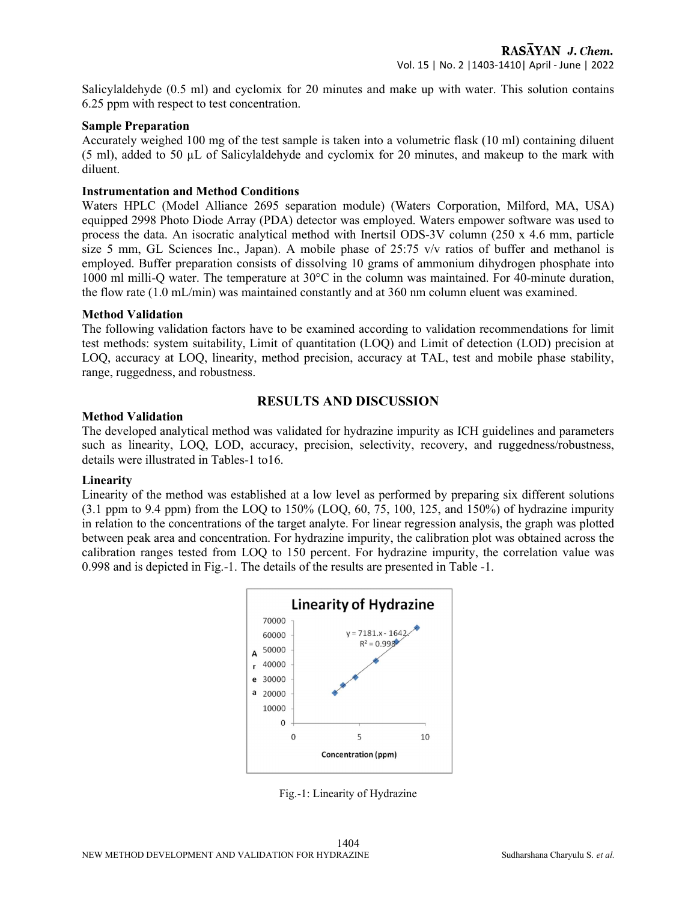Salicylaldehyde (0.5 ml) and cyclomix for 20 minutes and make up with water. This solution contains 6.25 ppm with respect to test concentration.

### Sample Preparation

Accurately weighed 100 mg of the test sample is taken into a volumetric flask (10 ml) containing diluent (5 ml), added to 50 µL of Salicylaldehyde and cyclomix for 20 minutes, and makeup to the mark with diluent.

### Instrumentation and Method Conditions

Waters HPLC (Model Alliance 2695 separation module) (Waters Corporation, Milford, MA, USA) equipped 2998 Photo Diode Array (PDA) detector was employed. Waters empower software was used to process the data. An isocratic analytical method with Inertsil ODS-3V column (250 x 4.6 mm, particle size 5 mm, GL Sciences Inc., Japan). A mobile phase of 25:75 v/v ratios of buffer and methanol is employed. Buffer preparation consists of dissolving 10 grams of ammonium dihydrogen phosphate into 1000 ml milli-Q water. The temperature at 30°C in the column was maintained. For 40-minute duration, the flow rate (1.0 mL/min) was maintained constantly and at 360 nm column eluent was examined.

### Method Validation

The following validation factors have to be examined according to validation recommendations for limit test methods: system suitability, Limit of quantitation (LOQ) and Limit of detection (LOD) precision at LOQ, accuracy at LOQ, linearity, method precision, accuracy at TAL, test and mobile phase stability, range, ruggedness, and robustness.

## RESULTS AND DISCUSSION

### Method Validation

The developed analytical method was validated for hydrazine impurity as ICH guidelines and parameters such as linearity, LOQ, LOD, accuracy, precision, selectivity, recovery, and ruggedness/robustness, details were illustrated in Tables-1 to16.

### Linearity

Linearity of the method was established at a low level as performed by preparing six different solutions (3.1 ppm to 9.4 ppm) from the LOQ to 150% (LOQ, 60, 75, 100, 125, and 150%) of hydrazine impurity in relation to the concentrations of the target analyte. For linear regression analysis, the graph was plotted between peak area and concentration. For hydrazine impurity, the calibration plot was obtained across the calibration ranges tested from LOQ to 150 percent. For hydrazine impurity, the correlation value was 0.998 and is depicted in Fig.-1. The details of the results are presented in Table -1.

Fig.-1: Linearity of Hydrazine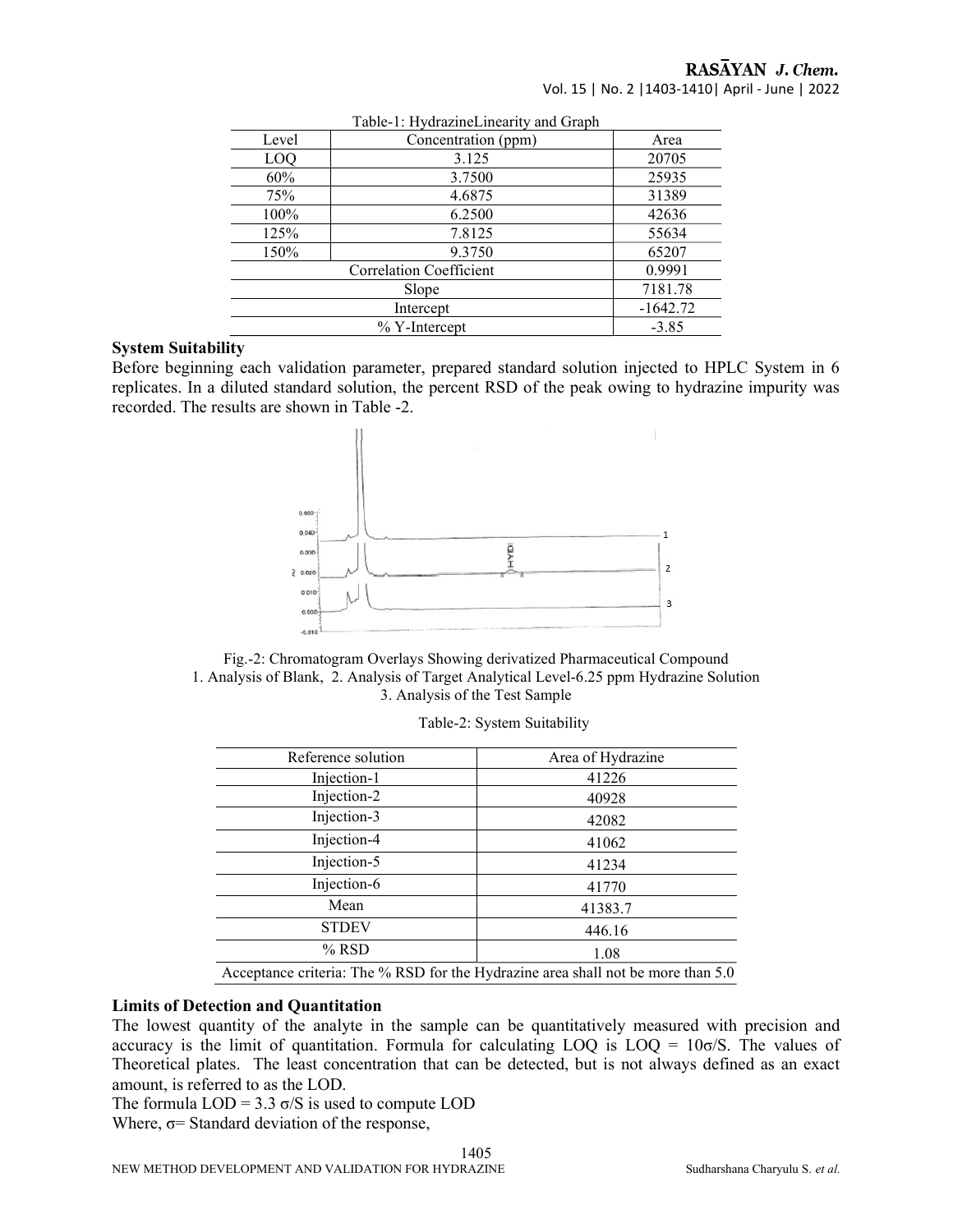Table-1: HydrazineLinearity and Graph

| Level | Concentration (ppm) | Area |
|---|---|---|
| LOQ | 3.125 | 20705 |
| 60% | 3.7500 | 25935 |
| 75% | 4.6875 | 31389 |
| 100% | 6.2500 | 42636 |
| 125% | 7.8125 | 55634 |
| 150% | 9.3750 | 65207 |
| Correlation Coefficient | | 0.9991 |
| Slope | | 7181.78 |
| Intercept | | -1642.72 |
| % Y-Intercept | | -3.85 |

**System Suitability**

Before beginning each validation parameter, prepared standard solution injected to HPLC System in 6 replicates. In a diluted standard solution, the percent RSD of the peak owing to hydrazine impurity was recorded. The results are shown in Table -2.

Fig.-2: Chromatogram Overlays Showing derivatized Pharmaceutical Compound
1. Analysis of Blank, 2. Analysis of Target Analytical Level-6.25 ppm Hydrazine Solution
3. Analysis of the Test Sample

Table-2: System Suitability

| Reference solution | Area of Hydrazine |
|---|---|
| Injection-1 | 41226 |
| Injection-2 | 40928 |
| Injection-3 | 42082 |
| Injection-4 | 41062 |
| Injection-5 | 41234 |
| Injection-6 | 41770 |
| Mean | 41383.7 |
| STDEV | 446.16 |
| % RSD | 1.08 |
| Acceptance criteria: The % RSD for the Hydrazine area shall not be more than 5.0 | |

**Limits of Detection and Quantitation**

The lowest quantity of the analyte in the sample can be quantitatively measured with precision and accuracy is the limit of quantitation. Formula for calculating LOQ is LOQ = $10\sigma/S$. The values of Theoretical plates. The least concentration that can be detected, but is not always defined as an exact amount, is referred to as the LOD.

The formula LOD = $3.3\ \sigma/S$ is used to compute LOD

Where, $\sigma$= Standard deviation of the response,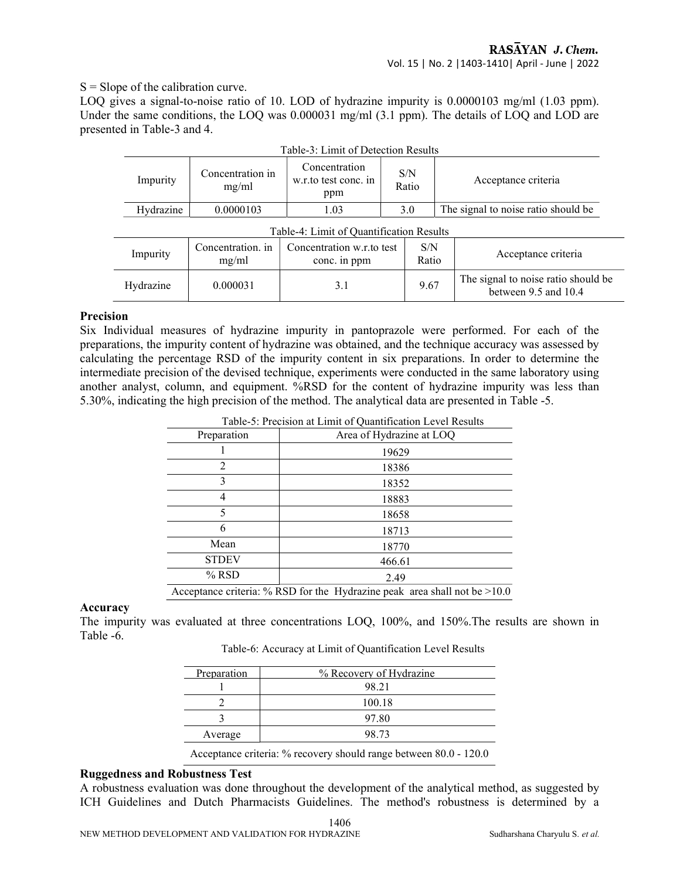S = Slope of the calibration curve.

LOQ gives a signal-to-noise ratio of 10. LOD of hydrazine impurity is 0.0000103 mg/ml (1.03 ppm). Under the same conditions, the LOQ was 0.000031 mg/ml (3.1 ppm). The details of LOQ and LOD are presented in Table-3 and 4.

Table-3: Limit of Detection Results

| Impurity | Concentration in mg/ml | Concentration w.r.to test conc. in ppm | S/N Ratio | Acceptance criteria |
|---|---|---|---|---|
| Hydrazine | 0.0000103 | 1.03 | 3.0 | The signal to noise ratio should be |

Table-4: Limit of Quantification Results

| Impurity | Concentration. in mg/ml | Concentration w.r.to test conc. in ppm | S/N Ratio | Acceptance criteria |
|---|---|---|---|---|
| Hydrazine | 0.000031 | 3.1 | 9.67 | The signal to noise ratio should be between 9.5 and 10.4 |

### Precision

Six Individual measures of hydrazine impurity in pantoprazole were performed. For each of the preparations, the impurity content of hydrazine was obtained, and the technique accuracy was assessed by calculating the percentage RSD of the impurity content in six preparations. In order to determine the intermediate precision of the devised technique, experiments were conducted in the same laboratory using another analyst, column, and equipment. %RSD for the content of hydrazine impurity was less than 5.30%, indicating the high precision of the method. The analytical data are presented in Table -5.

Table-5: Precision at Limit of Quantification Level Results

| Preparation | Area of Hydrazine at LOQ |
|---|---|
| 1 | 19629 |
| 2 | 18386 |
| 3 | 18352 |
| 4 | 18883 |
| 5 | 18658 |
| 6 | 18713 |
| Mean | 18770 |
| STDEV | 466.61 |
| % RSD | 2.49 |

Acceptance criteria: % RSD for the Hydrazine peak area shall not be >10.0

### Accuracy

The impurity was evaluated at three concentrations LOQ, 100%, and 150%.The results are shown in Table -6.

Table-6: Accuracy at Limit of Quantification Level Results

| Preparation | % Recovery of Hydrazine |
|---|---|
| 1 | 98.21 |
| 2 | 100.18 |
| 3 | 97.80 |
| Average | 98.73 |

Acceptance criteria: % recovery should range between 80.0 - 120.0

### Ruggedness and Robustness Test

A robustness evaluation was done throughout the development of the analytical method, as suggested by ICH Guidelines and Dutch Pharmacists Guidelines. The method's robustness is determined by a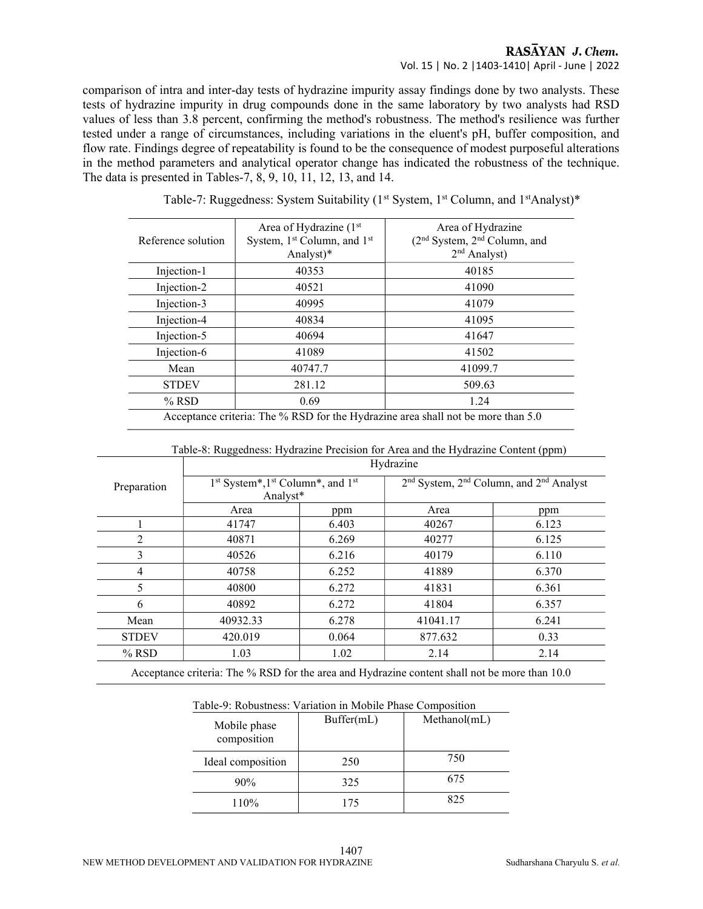comparison of intra and inter-day tests of hydrazine impurity assay findings done by two analysts. These tests of hydrazine impurity in drug compounds done in the same laboratory by two analysts had RSD values of less than 3.8 percent, confirming the method's robustness. The method's resilience was further tested under a range of circumstances, including variations in the eluent's pH, buffer composition, and flow rate. Findings degree of repeatability is found to be the consequence of modest purposeful alterations in the method parameters and analytical operator change has indicated the robustness of the technique. The data is presented in Tables-7, 8, 9, 10, 11, 12, 13, and 14.

Table-7: Ruggedness: System Suitability (1st System, 1st Column, and 1stAnalyst)*

| Reference solution | Area of Hydrazine (1st System, 1st Column, and 1st Analyst)* | Area of Hydrazine (2nd System, 2nd Column, and 2nd Analyst) |
|---|---|---|
| Injection-1 | 40353 | 40185 |
| Injection-2 | 40521 | 41090 |
| Injection-3 | 40995 | 41079 |
| Injection-4 | 40834 | 41095 |
| Injection-5 | 40694 | 41647 |
| Injection-6 | 41089 | 41502 |
| Mean | 40747.7 | 41099.7 |
| STDEV | 281.12 | 509.63 |
| % RSD | 0.69 | 1.24 |
| Acceptance criteria: The % RSD for the Hydrazine area shall not be more than 5.0 | | |

Table-8: Ruggedness: Hydrazine Precision for Area and the Hydrazine Content (ppm)

| Preparation | Hydrazine | | | |
|---|---|---|---|---|
| | 1st System*,1st Column*, and 1st Analyst* | | 2nd System, 2nd Column, and 2nd Analyst | |
| | Area | ppm | Area | ppm |
| 1 | 41747 | 6.403 | 40267 | 6.123 |
| 2 | 40871 | 6.269 | 40277 | 6.125 |
| 3 | 40526 | 6.216 | 40179 | 6.110 |
| 4 | 40758 | 6.252 | 41889 | 6.370 |
| 5 | 40800 | 6.272 | 41831 | 6.361 |
| 6 | 40892 | 6.272 | 41804 | 6.357 |
| Mean | 40932.33 | 6.278 | 41041.17 | 6.241 |
| STDEV | 420.019 | 0.064 | 877.632 | 0.33 |
| % RSD | 1.03 | 1.02 | 2.14 | 2.14 |
| Acceptance criteria: The % RSD for the area and Hydrazine content shall not be more than 10.0 | | | | |

Table-9: Robustness: Variation in Mobile Phase Composition

| Mobile phase composition | Buffer(mL) | Methanol(mL) |
|---|---|---|
| Ideal composition | 250 | 750 |
| 90% | 325 | 675 |
| 110% | 175 | 825 |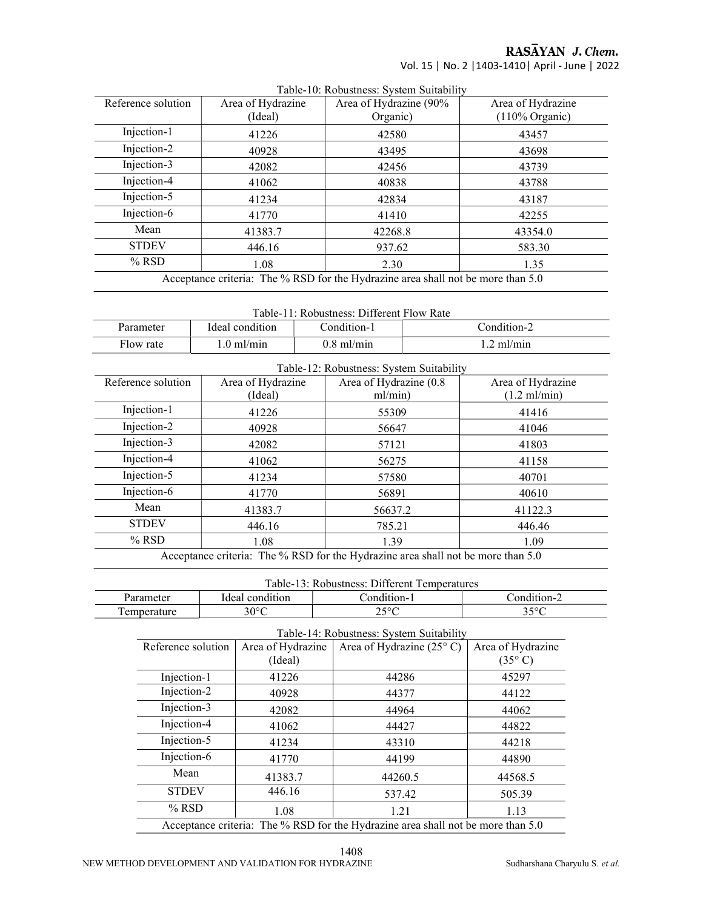Table-10: Robustness: System Suitability

| Reference solution | Area of Hydrazine (Ideal) | Area of Hydrazine (90% Organic) | Area of Hydrazine (110% Organic) |
|---|---|---|---|
| Injection-1 | 41226 | 42580 | 43457 |
| Injection-2 | 40928 | 43495 | 43698 |
| Injection-3 | 42082 | 42456 | 43739 |
| Injection-4 | 41062 | 40838 | 43788 |
| Injection-5 | 41234 | 42834 | 43187 |
| Injection-6 | 41770 | 41410 | 42255 |
| Mean | 41383.7 | 42268.8 | 43354.0 |
| STDEV | 446.16 | 937.62 | 583.30 |
| % RSD | 1.08 | 2.30 | 1.35 |
| Acceptance criteria: The % RSD for the Hydrazine area shall not be more than 5.0 | | | |

Table-11: Robustness: Different Flow Rate

| Parameter | Ideal condition | Condition-1 | Condition-2 |
|---|---|---|---|
| Flow rate | 1.0 ml/min | 0.8 ml/min | 1.2 ml/min |

Table-12: Robustness: System Suitability

| Reference solution | Area of Hydrazine (Ideal) | Area of Hydrazine (0.8 ml/min) | Area of Hydrazine (1.2 ml/min) |
|---|---|---|---|
| Injection-1 | 41226 | 55309 | 41416 |
| Injection-2 | 40928 | 56647 | 41046 |
| Injection-3 | 42082 | 57121 | 41803 |
| Injection-4 | 41062 | 56275 | 41158 |
| Injection-5 | 41234 | 57580 | 40701 |
| Injection-6 | 41770 | 56891 | 40610 |
| Mean | 41383.7 | 56637.2 | 41122.3 |
| STDEV | 446.16 | 785.21 | 446.46 |
| % RSD | 1.08 | 1.39 | 1.09 |
| Acceptance criteria: The % RSD for the Hydrazine area shall not be more than 5.0 | | | |

Table-13: Robustness: Different Temperatures

| Parameter | Ideal condition | Condition-1 | Condition-2 |
|---|---|---|---|
| Temperature | 30°C | 25°C | 35°C |

Table-14: Robustness: System Suitability

| Reference solution | Area of Hydrazine (Ideal) | Area of Hydrazine (25° C) | Area of Hydrazine (35° C) |
|---|---|---|---|
| Injection-1 | 41226 | 44286 | 45297 |
| Injection-2 | 40928 | 44377 | 44122 |
| Injection-3 | 42082 | 44964 | 44062 |
| Injection-4 | 41062 | 44427 | 44822 |
| Injection-5 | 41234 | 43310 | 44218 |
| Injection-6 | 41770 | 44199 | 44890 |
| Mean | 41383.7 | 44260.5 | 44568.5 |
| STDEV | 446.16 | 537.42 | 505.39 |
| % RSD | 1.08 | 1.21 | 1.13 |
| Acceptance criteria: The % RSD for the Hydrazine area shall not be more than 5.0 | | | |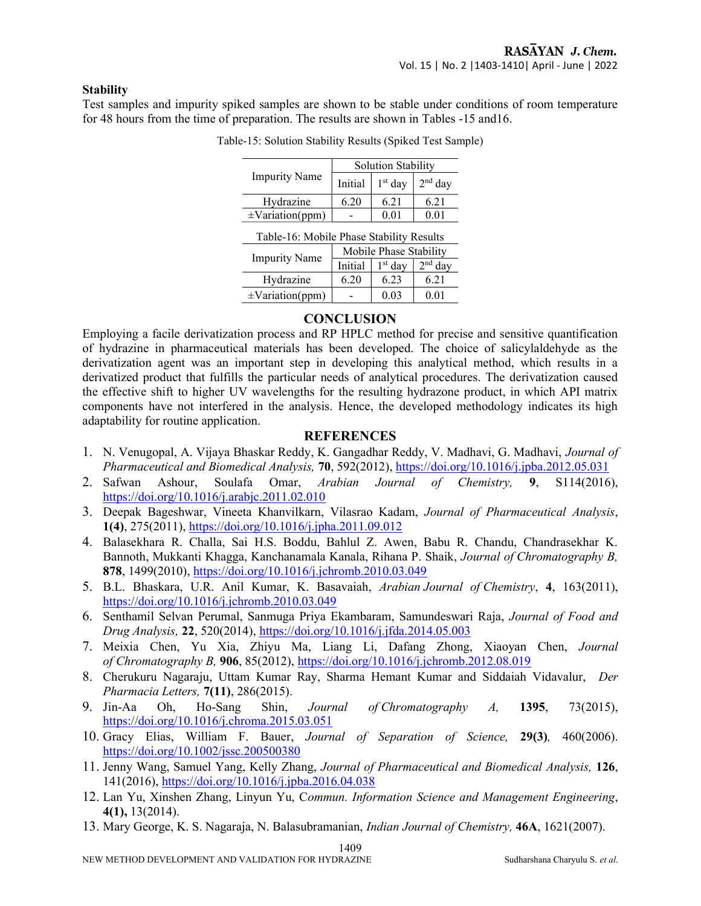### Stability

Test samples and impurity spiked samples are shown to be stable under conditions of room temperature for 48 hours from the time of preparation. The results are shown in Tables -15 and16.

Table-15: Solution Stability Results (Spiked Test Sample)

| Impurity Name | Solution Stability | | |
|---|---|---|---|
| | Initial | 1st day | 2nd day |
| Hydrazine | 6.20 | 6.21 | 6.21 |
| ±Variation(ppm) | - | 0.01 | 0.01 |

Table-16: Mobile Phase Stability Results

| Impurity Name | Mobile Phase Stability | | |
|---|---|---|---|
| | Initial | 1st day | 2nd day |
| Hydrazine | 6.20 | 6.23 | 6.21 |
| ±Variation(ppm) | - | 0.03 | 0.01 |

## CONCLUSION

Employing a facile derivatization process and RP HPLC method for precise and sensitive quantification of hydrazine in pharmaceutical materials has been developed. The choice of salicylaldehyde as the derivatization agent was an important step in developing this analytical method, which results in a derivatized product that fulfills the particular needs of analytical procedures. The derivatization caused the effective shift to higher UV wavelengths for the resulting hydrazone product, in which API matrix components have not interfered in the analysis. Hence, the developed methodology indicates its high adaptability for routine application.

## REFERENCES

1. N. Venugopal, A. Vijaya Bhaskar Reddy, K. Gangadhar Reddy, V. Madhavi, G. Madhavi, *Journal of Pharmaceutical and Biomedical Analysis,* **70**, 592(2012), https://doi.org/10.1016/j.jpba.2012.05.031
2. Safwan Ashour, Soulafa Omar, *Arabian Journal of Chemistry,* **9**, S114(2016), https://doi.org/10.1016/j.arabjc.2011.02.010
3. Deepak Bageshwar, Vineeta Khanvilkarn, Vilasrao Kadam, *Journal of Pharmaceutical Analysis*, **1(4)**, 275(2011), https://doi.org/10.1016/j.jpha.2011.09.012
4. Balasekhara R. Challa, Sai H.S. Boddu, Bahlul Z. Awen, Babu R. Chandu, Chandrasekhar K. Bannoth, Mukkanti Khagga, Kanchanamala Kanala, Rihana P. Shaik, *Journal of Chromatography B,* **878**, 1499(2010), https://doi.org/10.1016/j.jchromb.2010.03.049
5. B.L. Bhaskara, U.R. Anil Kumar, K. Basavaiah, *Arabian Journal of Chemistry*, **4**, 163(2011), https://doi.org/10.1016/j.jchromb.2010.03.049
6. Senthamil Selvan Perumal, Sanmuga Priya Ekambaram, Samundeswari Raja, *Journal of Food and Drug Analysis,* **22**, 520(2014), https://doi.org/10.1016/j.jfda.2014.05.003
7. Meixia Chen, Yu Xia, Zhiyu Ma, Liang Li, Dafang Zhong, Xiaoyan Chen, *Journal of Chromatography B,* **906**, 85(2012), https://doi.org/10.1016/j.jchromb.2012.08.019
8. Cherukuru Nagaraju, Uttam Kumar Ray, Sharma Hemant Kumar and Siddaiah Vidavalur, *Der Pharmacia Letters,* **7(11)**, 286(2015).
9. Jin-Aa Oh, Ho-Sang Shin, *Journal of Chromatography A,* **1395**, 73(2015), https://doi.org/10.1016/j.chroma.2015.03.051
10. Gracy Elias, William F. Bauer, *Journal of Separation of Science,* **29(3)***,* 460(2006). https://doi.org/10.1002/jssc.200500380
11. Jenny Wang, Samuel Yang, Kelly Zhang, *Journal of Pharmaceutical and Biomedical Analysis,* **126**, 141(2016), https://doi.org/10.1016/j.jpba.2016.04.038
12. Lan Yu, Xinshen Zhang, Linyun Yu, C*ommun. Information Science and Management Engineering*, **4(1),** 13(2014).
13. Mary George, K. S. Nagaraja, N. Balasubramanian, *Indian Journal of Chemistry,* **46A**, 1621(2007).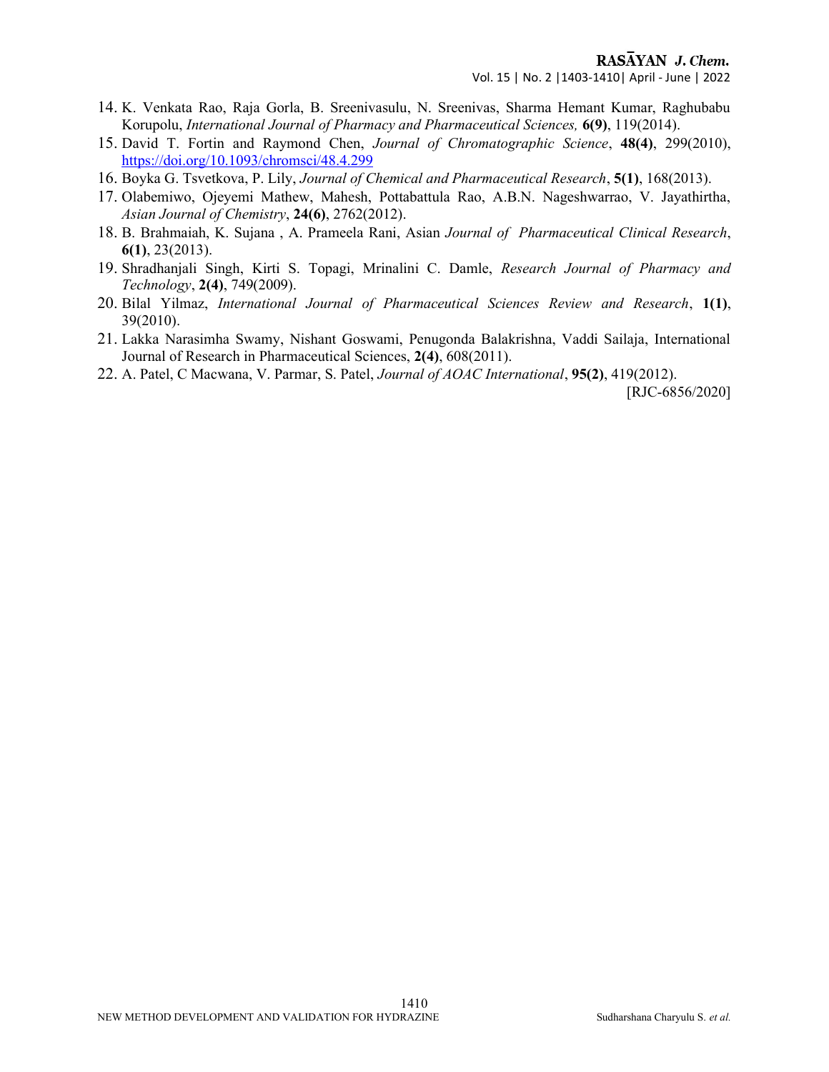14. K. Venkata Rao, Raja Gorla, B. Sreenivasulu, N. Sreenivas, Sharma Hemant Kumar, Raghubabu Korupolu, *International Journal of Pharmacy and Pharmaceutical Sciences,* **6(9)**, 119(2014).
15. David T. Fortin and Raymond Chen, *Journal of Chromatographic Science*, **48(4)**, 299(2010), https://doi.org/10.1093/chromsci/48.4.299
16. Boyka G. Tsvetkova, P. Lily, *Journal of Chemical and Pharmaceutical Research*, **5(1)**, 168(2013).
17. Olabemiwo, Ojeyemi Mathew, Mahesh, Pottabattula Rao, A.B.N. Nageshwarrao, V. Jayathirtha, *Asian Journal of Chemistry*, **24(6)**, 2762(2012).
18. B. Brahmaiah, K. Sujana , A. Prameela Rani, Asian *Journal of Pharmaceutical Clinical Research*, **6(1)**, 23(2013).
19. Shradhanjali Singh, Kirti S. Topagi, Mrinalini C. Damle, *Research Journal of Pharmacy and Technology*, **2(4)**, 749(2009).
20. Bilal Yilmaz, *International Journal of Pharmaceutical Sciences Review and Research*, **1(1)**, 39(2010).
21. Lakka Narasimha Swamy, Nishant Goswami, Penugonda Balakrishna, Vaddi Sailaja, International Journal of Research in Pharmaceutical Sciences, **2(4)**, 608(2011).
22. A. Patel, C Macwana, V. Parmar, S. Patel, *Journal of AOAC International*, **95(2)**, 419(2012).

[RJC-6856/2020]